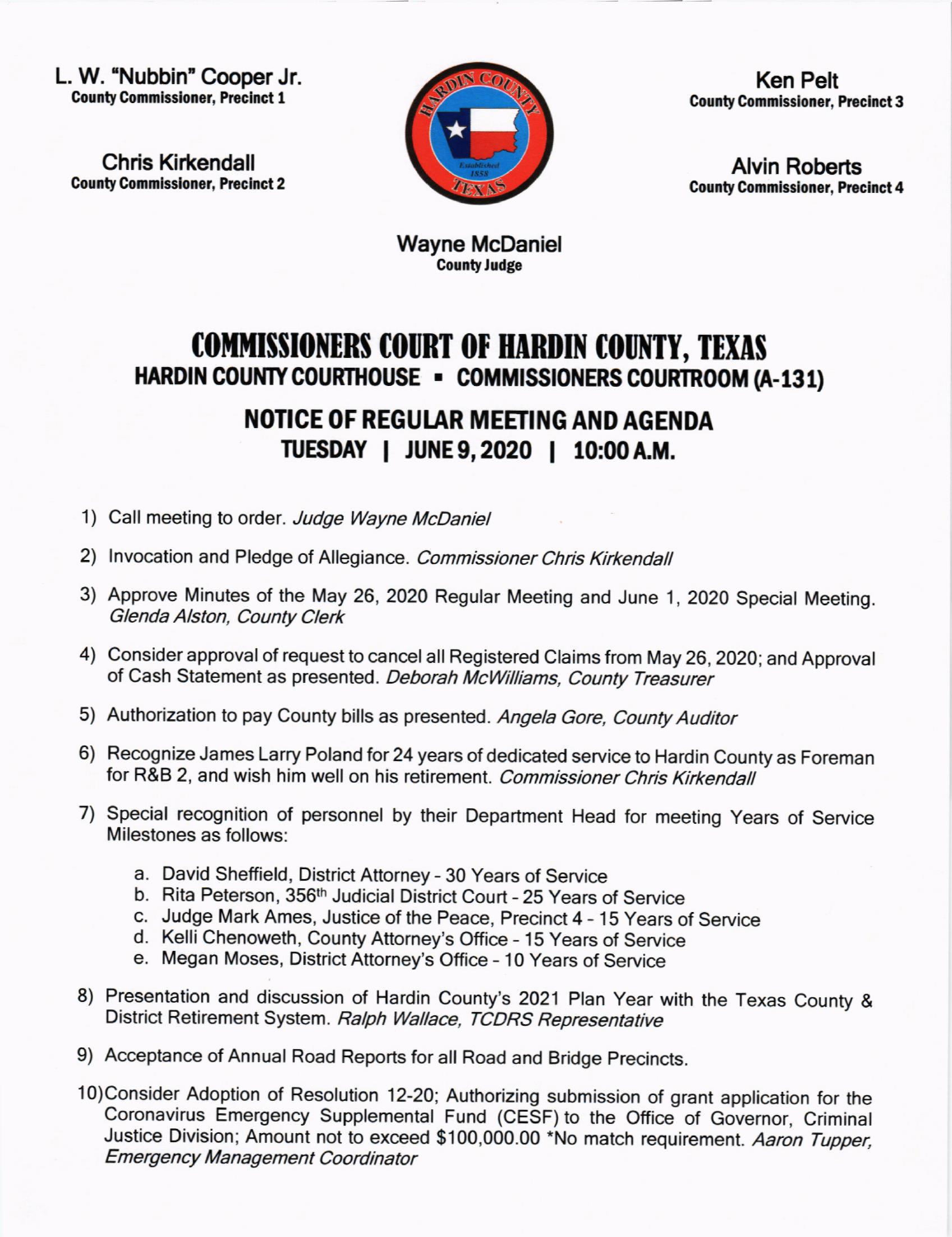L. W. "Nubbin" Cooper Jr.
**County Commissioner, Precinct 1**

Chris Kirkendall
**County Commissioner, Precinct 2**

Ken Pelt
**County Commissioner, Precinct 3**

Alvin Roberts
**County Commissioner, Precinct 4**

Wayne McDaniel
**County Judge**

# COMMISSIONERS COURT OF HARDIN COUNTY, TEXAS

## HARDIN COUNTY COURTHOUSE ▪ COMMISSIONERS COURTROOM (A-131)

## NOTICE OF REGULAR MEETING AND AGENDA

## TUESDAY | JUNE 9, 2020 | 10:00 A.M.

1) Call meeting to order. *Judge Wayne McDaniel*

2) Invocation and Pledge of Allegiance. *Commissioner Chris Kirkendall*

3) Approve Minutes of the May 26, 2020 Regular Meeting and June 1, 2020 Special Meeting. *Glenda Alston, County Clerk*

4) Consider approval of request to cancel all Registered Claims from May 26, 2020; and Approval of Cash Statement as presented. *Deborah McWilliams, County Treasurer*

5) Authorization to pay County bills as presented. *Angela Gore, County Auditor*

6) Recognize James Larry Poland for 24 years of dedicated service to Hardin County as Foreman for R&B 2, and wish him well on his retirement. *Commissioner Chris Kirkendall*

7) Special recognition of personnel by their Department Head for meeting Years of Service Milestones as follows:

   a. David Sheffield, District Attorney - 30 Years of Service
   b. Rita Peterson, 356th Judicial District Court - 25 Years of Service
   c. Judge Mark Ames, Justice of the Peace, Precinct 4 - 15 Years of Service
   d. Kelli Chenoweth, County Attorney's Office - 15 Years of Service
   e. Megan Moses, District Attorney's Office - 10 Years of Service

8) Presentation and discussion of Hardin County's 2021 Plan Year with the Texas County & District Retirement System. *Ralph Wallace, TCDRS Representative*

9) Acceptance of Annual Road Reports for all Road and Bridge Precincts.

10) Consider Adoption of Resolution 12-20; Authorizing submission of grant application for the Coronavirus Emergency Supplemental Fund (CESF) to the Office of Governor, Criminal Justice Division; Amount not to exceed $100,000.00 *No match requirement. *Aaron Tupper, Emergency Management Coordinator*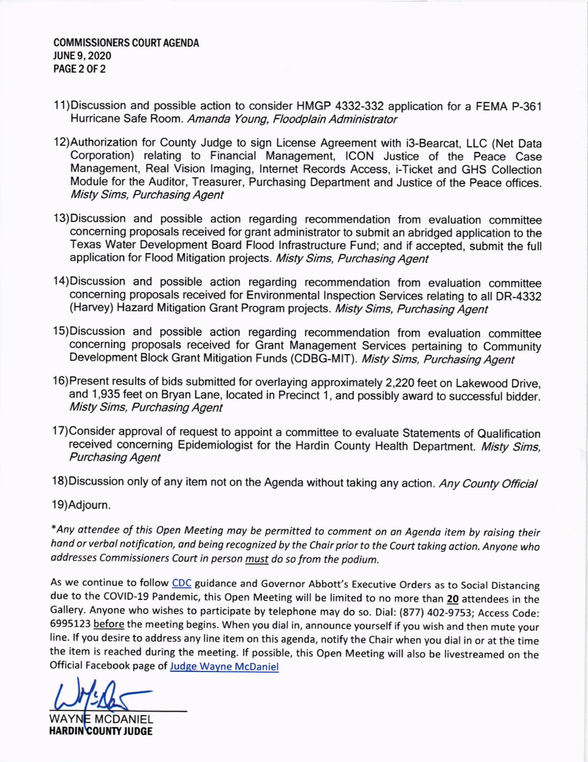11) Discussion and possible action to consider HMGP 4332-332 application for a FEMA P-361 Hurricane Safe Room. *Amanda Young, Floodplain Administrator*

12) Authorization for County Judge to sign License Agreement with i3-Bearcat, LLC (Net Data Corporation) relating to Financial Management, ICON Justice of the Peace Case Management, Real Vision Imaging, Internet Records Access, i-Ticket and GHS Collection Module for the Auditor, Treasurer, Purchasing Department and Justice of the Peace offices. *Misty Sims, Purchasing Agent*

13) Discussion and possible action regarding recommendation from evaluation committee concerning proposals received for grant administrator to submit an abridged application to the Texas Water Development Board Flood Infrastructure Fund; and if accepted, submit the full application for Flood Mitigation projects. *Misty Sims, Purchasing Agent*

14) Discussion and possible action regarding recommendation from evaluation committee concerning proposals received for Environmental Inspection Services relating to all DR-4332 (Harvey) Hazard Mitigation Grant Program projects. *Misty Sims, Purchasing Agent*

15) Discussion and possible action regarding recommendation from evaluation committee concerning proposals received for Grant Management Services pertaining to Community Development Block Grant Mitigation Funds (CDBG-MIT). *Misty Sims, Purchasing Agent*

16) Present results of bids submitted for overlaying approximately 2,220 feet on Lakewood Drive, and 1,935 feet on Bryan Lane, located in Precinct 1, and possibly award to successful bidder. *Misty Sims, Purchasing Agent*

17) Consider approval of request to appoint a committee to evaluate Statements of Qualification received concerning Epidemiologist for the Hardin County Health Department. *Misty Sims, Purchasing Agent*

18) Discussion only of any item not on the Agenda without taking any action. *Any County Official*

19) Adjourn.

**Any attendee of this Open Meeting may be permitted to comment on an Agenda item by raising their hand or verbal notification, and being recognized by the Chair prior to the Court taking action. Anyone who addresses Commissioners Court in person must do so from the podium.*

As we continue to follow CDC guidance and Governor Abbott's Executive Orders as to Social Distancing due to the COVID-19 Pandemic, this Open Meeting will be limited to no more than **20** attendees in the Gallery. Anyone who wishes to participate by telephone may do so. Dial: (877) 402-9753; Access Code: 6995123 before the meeting begins. When you dial in, announce yourself if you wish and then mute your line. If you desire to address any line item on this agenda, notify the Chair when you dial in or at the time the item is reached during the meeting. If possible, this Open Meeting will also be livestreamed on the Official Facebook page of Judge Wayne McDaniel

WAYNE MCDANIEL
**HARDIN COUNTY JUDGE**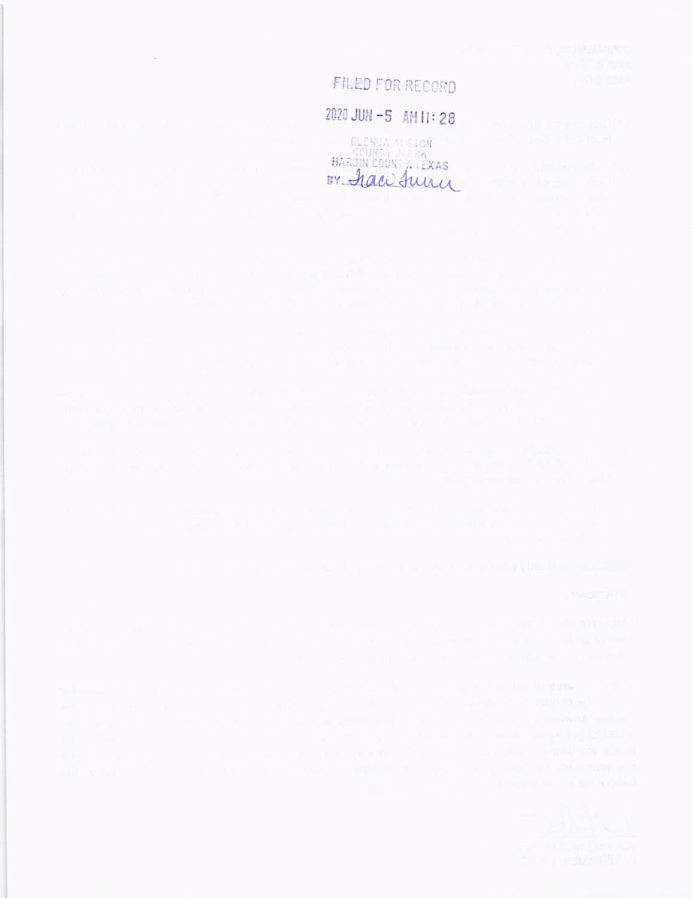FILED FOR RECORD

2020 JUN -5 AM 11:28

GLENDA ALSTON
COUNTY CLERK
HARDIN COUNTY, TEXAS

BY [signature]